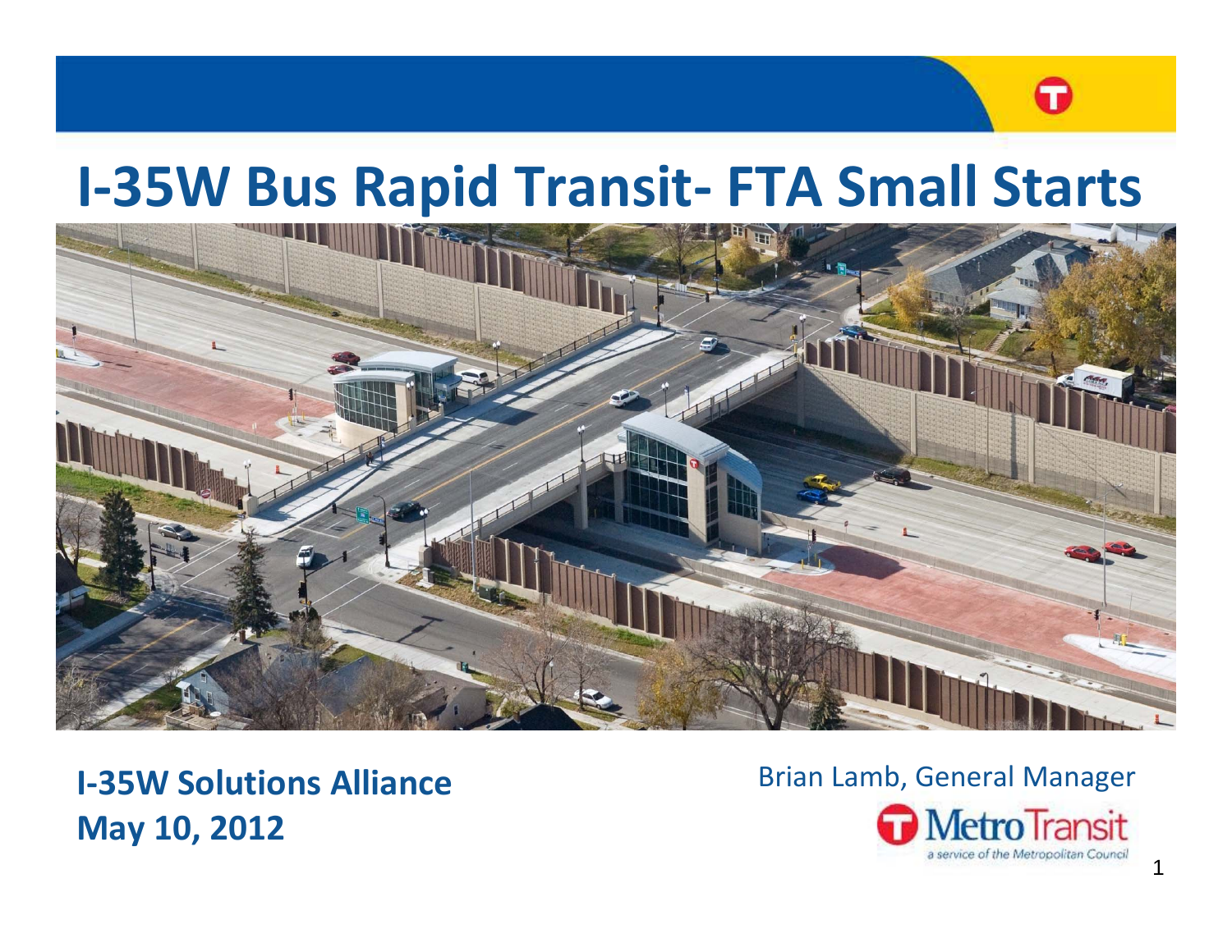# I-35W Bus Rapid Transit- FTA Small Starts

**I-35W Solutions Alliance**
**May 10, 2012**

Brian Lamb, General Manager

Metro Transit
a service of the Metropolitan Council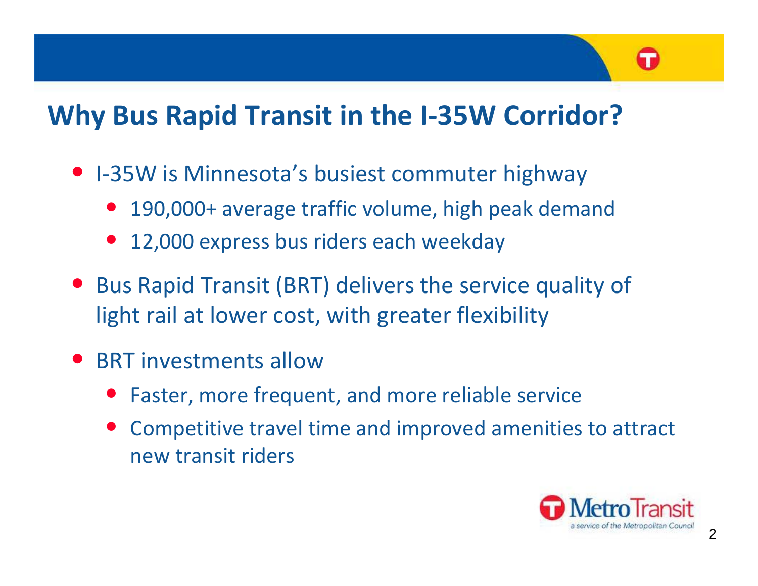# Why Bus Rapid Transit in the I-35W Corridor?

- I-35W is Minnesota's busiest commuter highway
  - 190,000+ average traffic volume, high peak demand
  - 12,000 express bus riders each weekday
- Bus Rapid Transit (BRT) delivers the service quality of light rail at lower cost, with greater flexibility
- BRT investments allow
  - Faster, more frequent, and more reliable service
  - Competitive travel time and improved amenities to attract new transit riders

Metro Transit
a service of the Metropolitan Council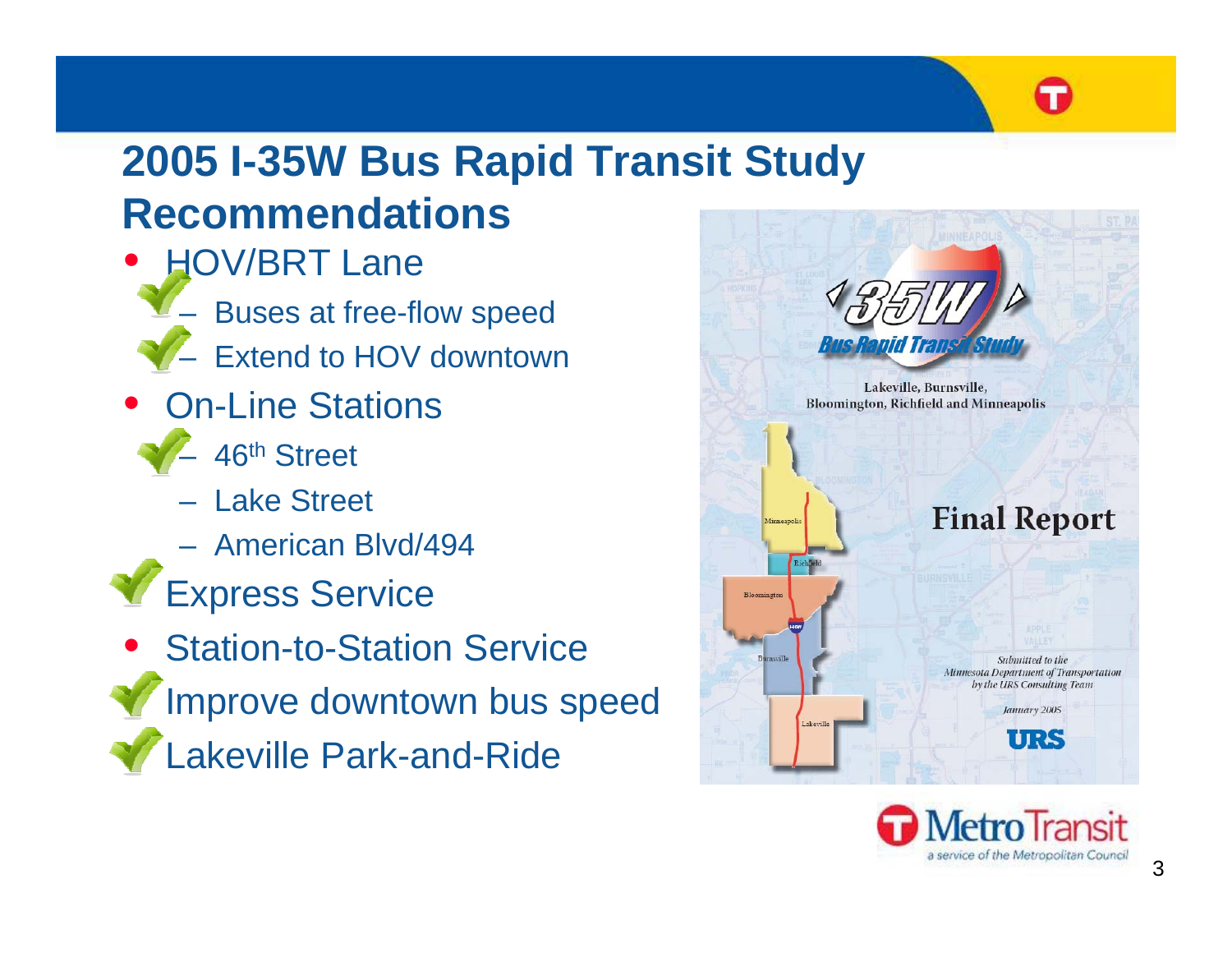# 2005 I-35W Bus Rapid Transit Study Recommendations

- HOV/BRT Lane
  - ✔ Buses at free-flow speed
  - ✔ Extend to HOV downtown
- On-Line Stations
  - ✔ 46th Street
  - Lake Street
  - American Blvd/494
- ✔ Express Service
- Station-to-Station Service
- ✔ Improve downtown bus speed
- ✔ Lakeville Park-and-Ride

35W Bus Rapid Transit Study

Lakeville, Burnsville, Bloomington, Richfield and Minneapolis

Final Report

*Submitted to the Minnesota Department of Transportation by the URS Consulting Team*

*January 2005*

URS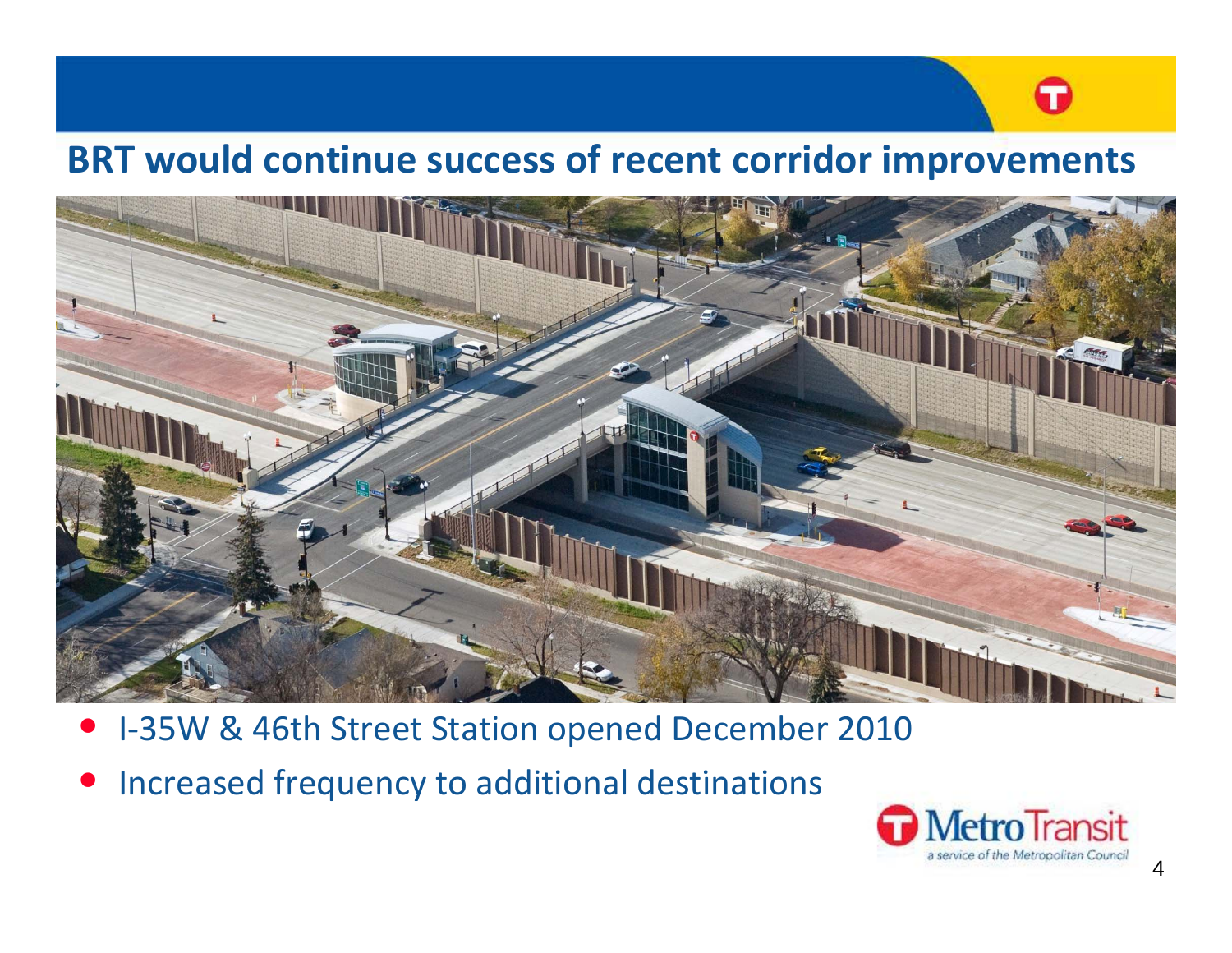## BRT would continue success of recent corridor improvements

- I-35W & 46th Street Station opened December 2010
- Increased frequency to additional destinations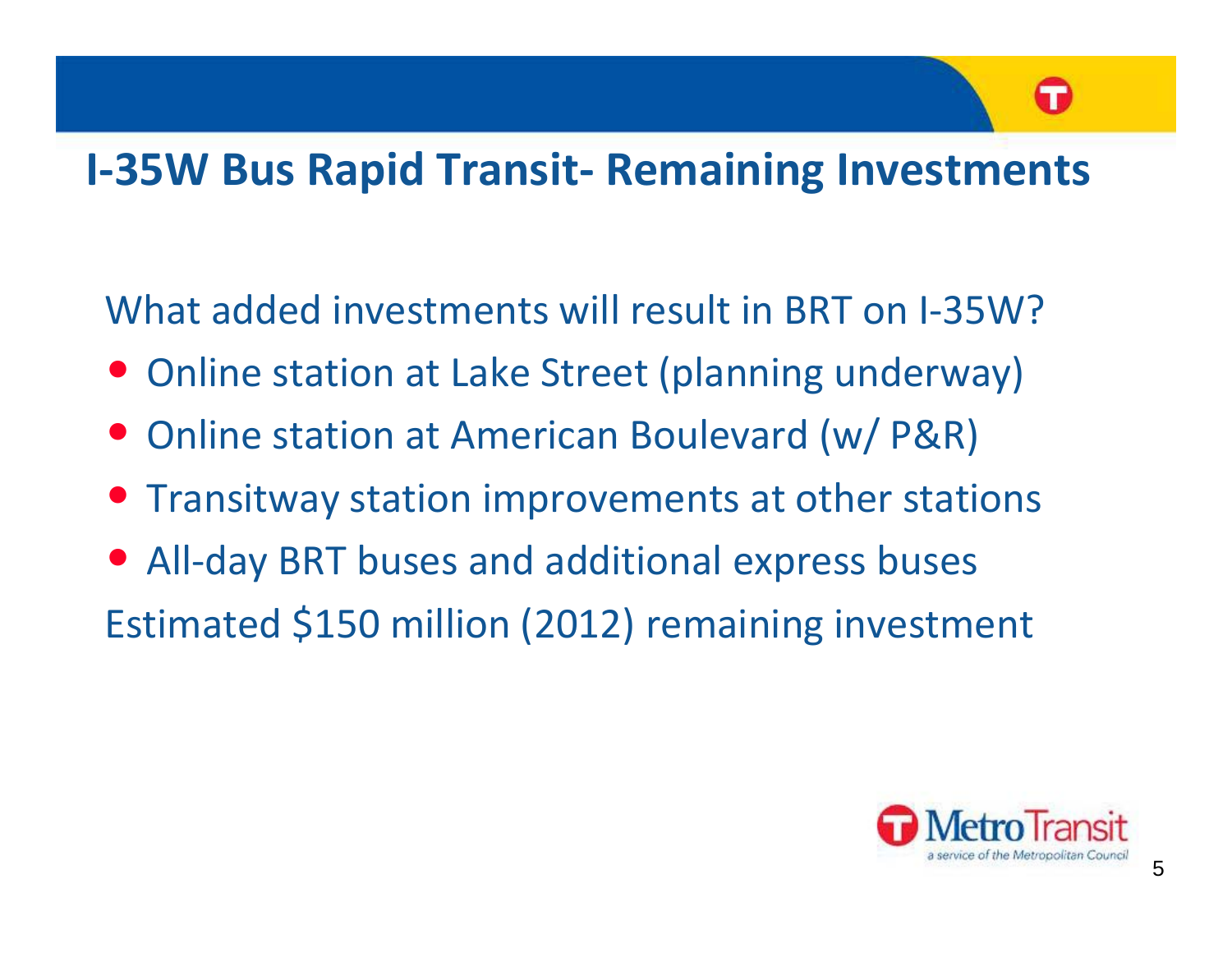# I-35W Bus Rapid Transit- Remaining Investments

What added investments will result in BRT on I-35W?

- Online station at Lake Street (planning underway)
- Online station at American Boulevard (w/ P&R)
- Transitway station improvements at other stations
- All-day BRT buses and additional express buses

Estimated $150 million (2012) remaining investment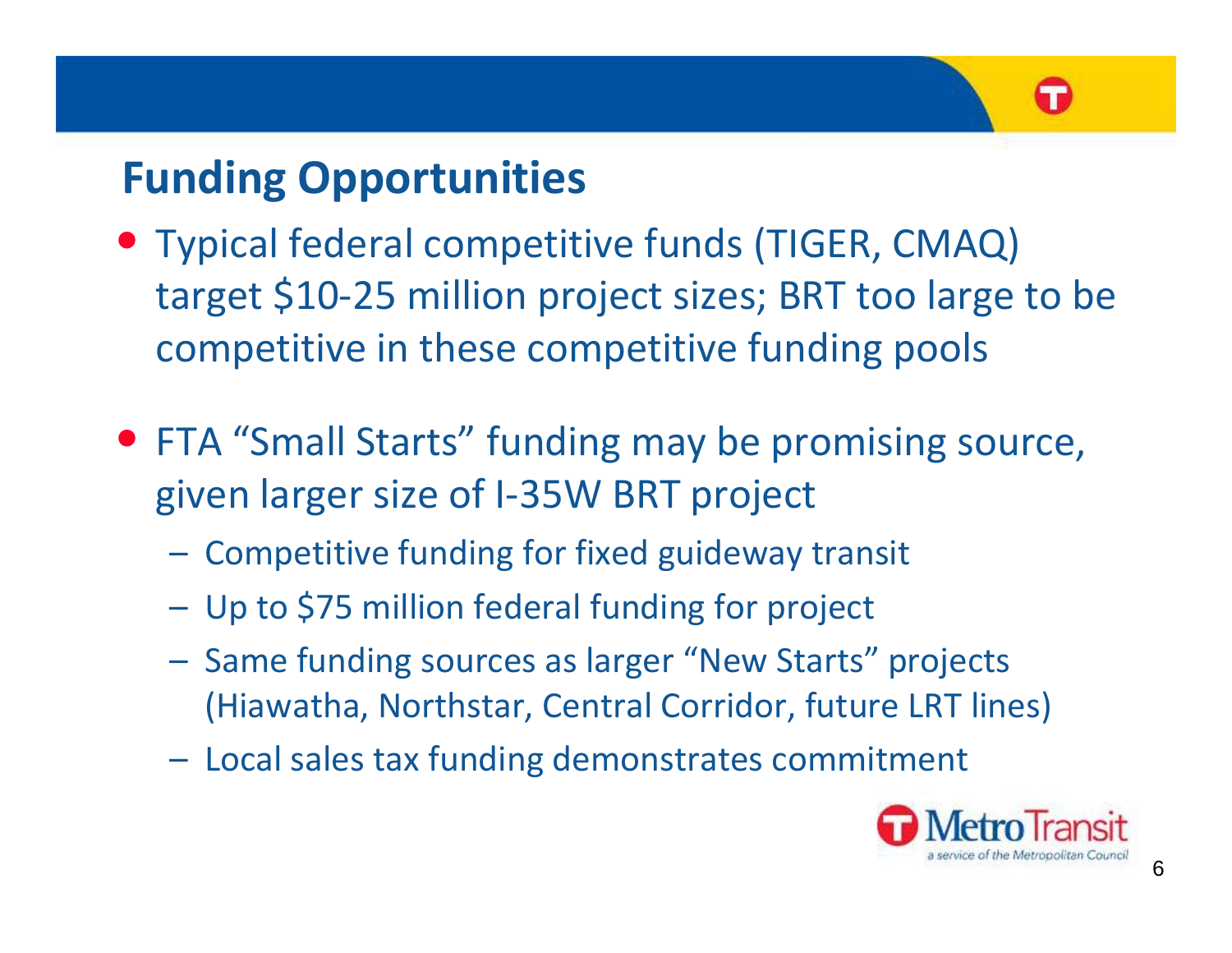## Funding Opportunities

- Typical federal competitive funds (TIGER, CMAQ) target $10-25 million project sizes; BRT too large to be competitive in these competitive funding pools
- FTA "Small Starts" funding may be promising source, given larger size of I-35W BRT project
  - Competitive funding for fixed guideway transit
  - Up to $75 million federal funding for project
  - Same funding sources as larger "New Starts" projects (Hiawatha, Northstar, Central Corridor, future LRT lines)
  - Local sales tax funding demonstrates commitment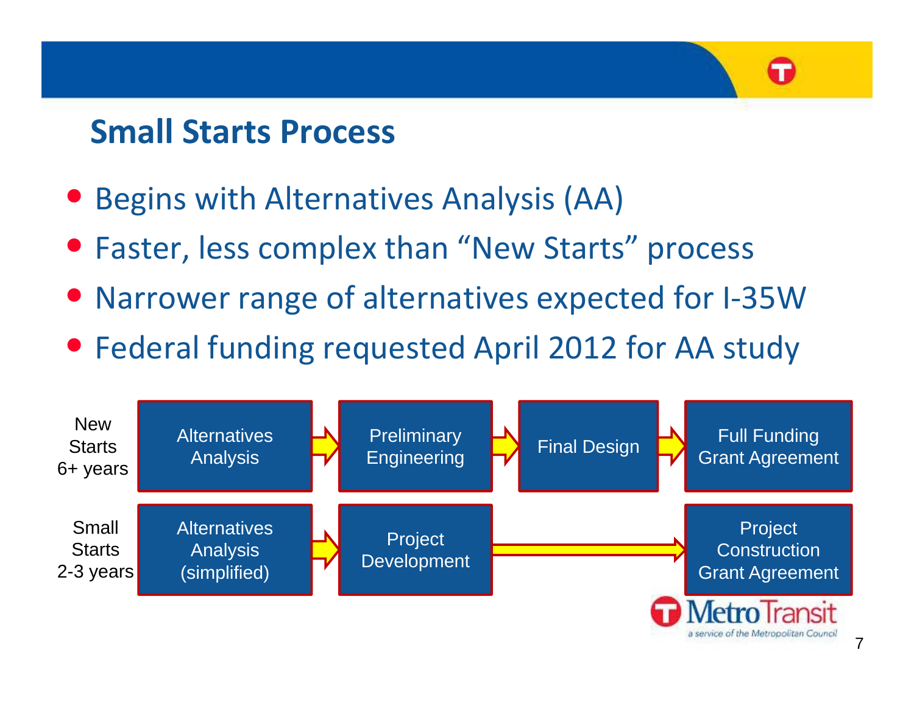## Small Starts Process

- Begins with Alternatives Analysis (AA)
- Faster, less complex than "New Starts" process
- Narrower range of alternatives expected for I-35W
- Federal funding requested April 2012 for AA study

| | | | | |
|---|---|---|---|---|
| New Starts 6+ years | Alternatives Analysis | Preliminary Engineering | Final Design | Full Funding Grant Agreement |
| Small Starts 2-3 years | Alternatives Analysis (simplified) | Project Development | | Project Construction Grant Agreement |

Metro Transit
a service of the Metropolitan Council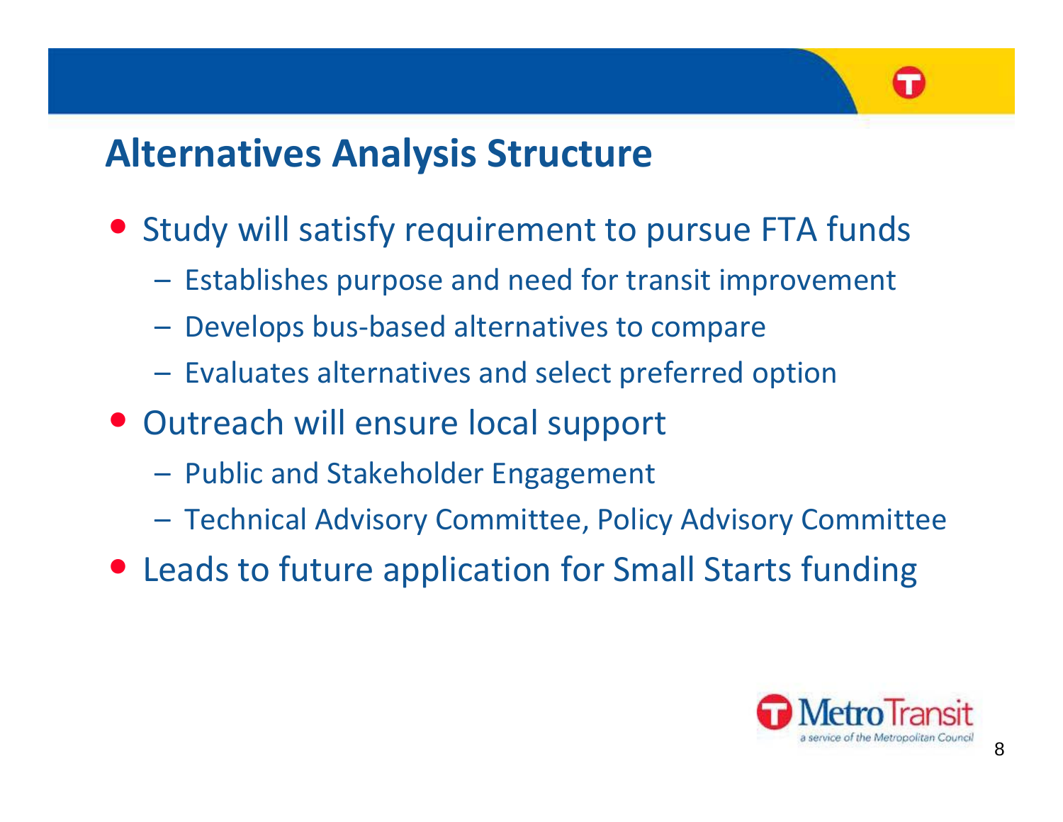## Alternatives Analysis Structure

- Study will satisfy requirement to pursue FTA funds
  - Establishes purpose and need for transit improvement
  - Develops bus-based alternatives to compare
  - Evaluates alternatives and select preferred option
- Outreach will ensure local support
  - Public and Stakeholder Engagement
  - Technical Advisory Committee, Policy Advisory Committee
- Leads to future application for Small Starts funding